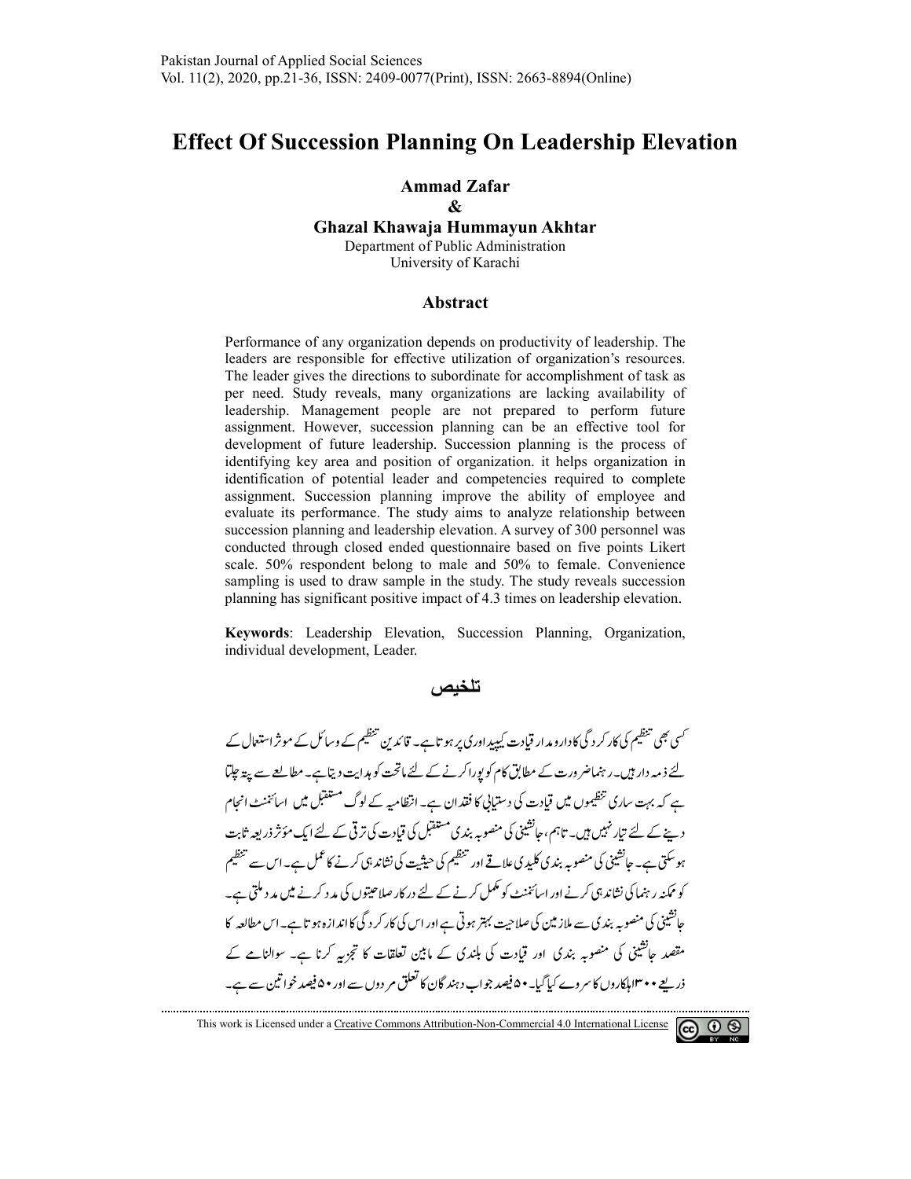# Effect Of Succession Planning On Leadership Elevation

**Ammad Zafar**

**&**

**Ghazal Khawaja Hummayun Akhtar**

Department of Public Administration
University of Karachi

## Abstract

Performance of any organization depends on productivity of leadership. The leaders are responsible for effective utilization of organization's resources. The leader gives the directions to subordinate for accomplishment of task as per need. Study reveals, many organizations are lacking availability of leadership. Management people are not prepared to perform future assignment. However, succession planning can be an effective tool for development of future leadership. Succession planning is the process of identifying key area and position of organization. it helps organization in identification of potential leader and competencies required to complete assignment. Succession planning improve the ability of employee and evaluate its performance. The study aims to analyze relationship between succession planning and leadership elevation. A survey of 300 personnel was conducted through closed ended questionnaire based on five points Likert scale. 50% respondent belong to male and 50% to female. Convenience sampling is used to draw sample in the study. The study reveals succession planning has significant positive impact of 4.3 times on leadership elevation.

**Keywords**: Leadership Elevation, Succession Planning, Organization, individual development, Leader.

## تلخیص

کسی بھی تنظیم کی کارکردگی کا دارومدار قیادت کی پیداوری پر ہوتا ہے۔ قائدین تنظیم کے وسائل کے موثر استعمال کے لئے ذمہ دار ہیں۔ رہنما ضرورت کے مطابق کام کو پورا کرنے کے لئے ماتحت کو ہدایت دیتا ہے۔ مطالعے سے پتہ چلتا ہے کہ بہت ساری تنظیموں میں قیادت کی دستیابی کا فقدان ہے۔ انتظامیہ کے لوگ مستقبل میں اسائنمنٹ انجام دینے کے لئے تیار نہیں ہیں۔ تاہم، جانشینی کی منصوبہ بندی مستقبل کی قیادت کی ترقی کے لئے ایک مؤثر ذریعہ ثابت ہو سکتی ہے۔ جانشینی کی منصوبہ بندی کلیدی علاقے اور تنظیم کی حیثیت کی نشاندہی کرنے کا عمل ہے۔ اس سے تنظیم کو ممکنہ رہنما کی نشاندہی کرنے اور اسائنمنٹ کو مکمل کرنے کے لئے درکار صلاحیتوں کی مدد کرنے میں مدد ملتی ہے۔ جانشینی کی منصوبہ بندی سے ملازمین کی صلاحیت بہتر ہوتی ہے اور اس کی کارکردگی کا اندازہ ہوتا ہے۔ اس مطالعہ کا مقصد جانشینی کی منصوبہ بندی اور قیادت کی بلندی کے مابین تعلقات کا تجزیہ کرنا ہے۔ سوالنامے کے ذریعے ۳۰۰ اہلکاروں کا سروے کیا گیا۔ ۵۰ فیصد جواب دہندگان کا تعلق مردوں سے اور ۵۰ فیصد خواتین سے ہے۔

This work is Licensed under a Creative Commons Attribution-Non-Commercial 4.0 International License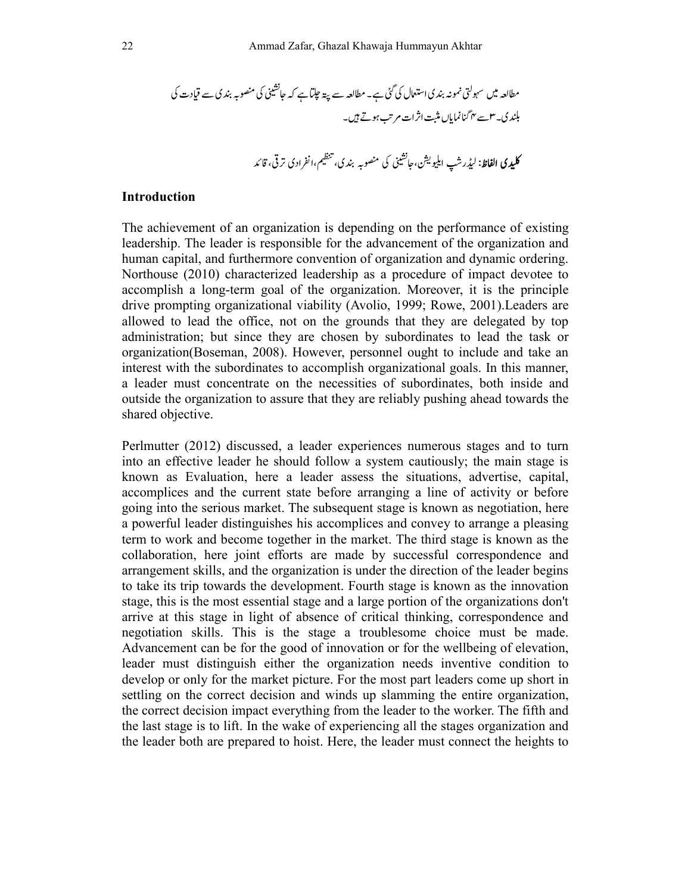مطالعہ میں سہولتی نمونہ بندی استعمال کی گئی ہے۔ مطالعہ سے پتہ چلتا ہے کہ جانشینی کی منصوبہ بندی سے قیادت کی بلندی۔ ۳سے ۴ گنا نمایاں مثبت اثرات مرتب ہوتے ہیں۔

**کلیدی الفاظ:** لیڈرشپ ایلیویشن، جانشینی کی منصوبہ بندی، تنظیم، انفرادی ترقی، قائد

## Introduction

The achievement of an organization is depending on the performance of existing leadership. The leader is responsible for the advancement of the organization and human capital, and furthermore convention of organization and dynamic ordering. Northouse (2010) characterized leadership as a procedure of impact devotee to accomplish a long-term goal of the organization. Moreover, it is the principle drive prompting organizational viability (Avolio, 1999; Rowe, 2001).Leaders are allowed to lead the office, not on the grounds that they are delegated by top administration; but since they are chosen by subordinates to lead the task or organization(Boseman, 2008). However, personnel ought to include and take an interest with the subordinates to accomplish organizational goals. In this manner, a leader must concentrate on the necessities of subordinates, both inside and outside the organization to assure that they are reliably pushing ahead towards the shared objective.

Perlmutter (2012) discussed, a leader experiences numerous stages and to turn into an effective leader he should follow a system cautiously; the main stage is known as Evaluation, here a leader assess the situations, advertise, capital, accomplices and the current state before arranging a line of activity or before going into the serious market. The subsequent stage is known as negotiation, here a powerful leader distinguishes his accomplices and convey to arrange a pleasing term to work and become together in the market. The third stage is known as the collaboration, here joint efforts are made by successful correspondence and arrangement skills, and the organization is under the direction of the leader begins to take its trip towards the development. Fourth stage is known as the innovation stage, this is the most essential stage and a large portion of the organizations don't arrive at this stage in light of absence of critical thinking, correspondence and negotiation skills. This is the stage a troublesome choice must be made. Advancement can be for the good of innovation or for the wellbeing of elevation, leader must distinguish either the organization needs inventive condition to develop or only for the market picture. For the most part leaders come up short in settling on the correct decision and winds up slamming the entire organization, the correct decision impact everything from the leader to the worker. The fifth and the last stage is to lift. In the wake of experiencing all the stages organization and the leader both are prepared to hoist. Here, the leader must connect the heights to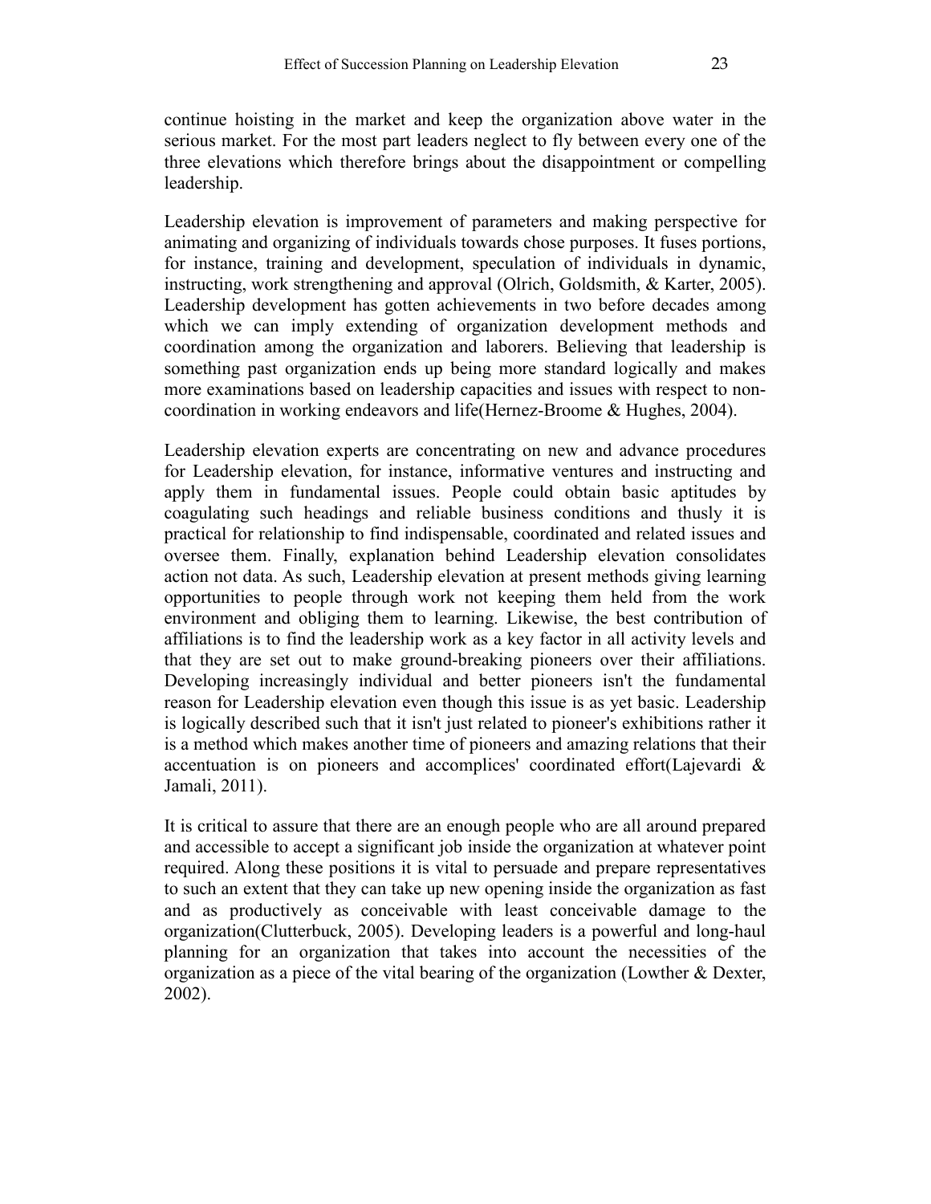continue hoisting in the market and keep the organization above water in the serious market. For the most part leaders neglect to fly between every one of the three elevations which therefore brings about the disappointment or compelling leadership.

Leadership elevation is improvement of parameters and making perspective for animating and organizing of individuals towards chose purposes. It fuses portions, for instance, training and development, speculation of individuals in dynamic, instructing, work strengthening and approval (Olrich, Goldsmith, & Karter, 2005). Leadership development has gotten achievements in two before decades among which we can imply extending of organization development methods and coordination among the organization and laborers. Believing that leadership is something past organization ends up being more standard logically and makes more examinations based on leadership capacities and issues with respect to non-coordination in working endeavors and life(Hernez-Broome & Hughes, 2004).

Leadership elevation experts are concentrating on new and advance procedures for Leadership elevation, for instance, informative ventures and instructing and apply them in fundamental issues. People could obtain basic aptitudes by coagulating such headings and reliable business conditions and thusly it is practical for relationship to find indispensable, coordinated and related issues and oversee them. Finally, explanation behind Leadership elevation consolidates action not data. As such, Leadership elevation at present methods giving learning opportunities to people through work not keeping them held from the work environment and obliging them to learning. Likewise, the best contribution of affiliations is to find the leadership work as a key factor in all activity levels and that they are set out to make ground-breaking pioneers over their affiliations. Developing increasingly individual and better pioneers isn't the fundamental reason for Leadership elevation even though this issue is as yet basic. Leadership is logically described such that it isn't just related to pioneer's exhibitions rather it is a method which makes another time of pioneers and amazing relations that their accentuation is on pioneers and accomplices' coordinated effort(Lajevardi & Jamali, 2011).

It is critical to assure that there are an enough people who are all around prepared and accessible to accept a significant job inside the organization at whatever point required. Along these positions it is vital to persuade and prepare representatives to such an extent that they can take up new opening inside the organization as fast and as productively as conceivable with least conceivable damage to the organization(Clutterbuck, 2005). Developing leaders is a powerful and long-haul planning for an organization that takes into account the necessities of the organization as a piece of the vital bearing of the organization (Lowther & Dexter, 2002).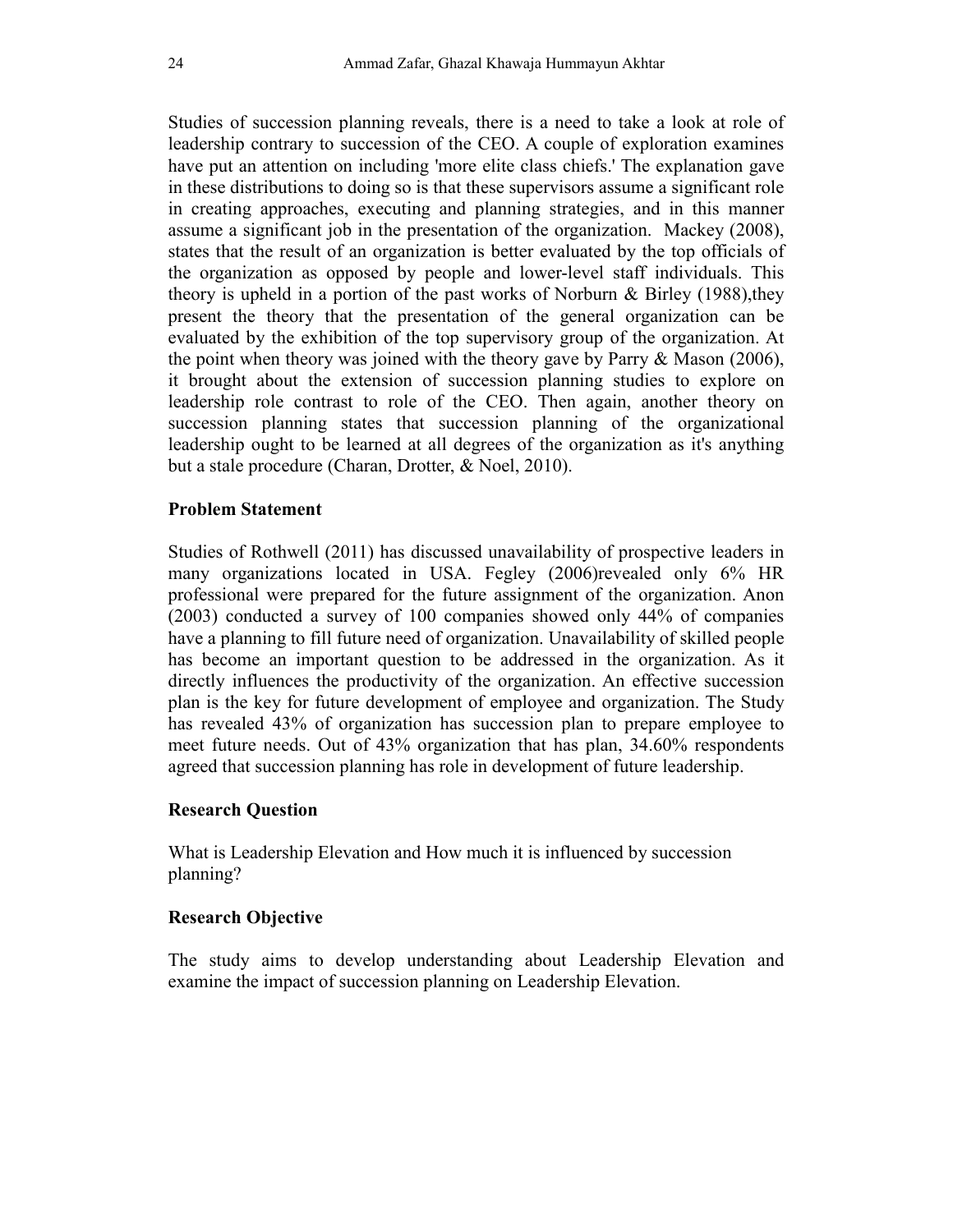Studies of succession planning reveals, there is a need to take a look at role of leadership contrary to succession of the CEO. A couple of exploration examines have put an attention on including 'more elite class chiefs.' The explanation gave in these distributions to doing so is that these supervisors assume a significant role in creating approaches, executing and planning strategies, and in this manner assume a significant job in the presentation of the organization. Mackey (2008), states that the result of an organization is better evaluated by the top officials of the organization as opposed by people and lower-level staff individuals. This theory is upheld in a portion of the past works of Norburn & Birley (1988),they present the theory that the presentation of the general organization can be evaluated by the exhibition of the top supervisory group of the organization. At the point when theory was joined with the theory gave by Parry & Mason (2006), it brought about the extension of succession planning studies to explore on leadership role contrast to role of the CEO. Then again, another theory on succession planning states that succession planning of the organizational leadership ought to be learned at all degrees of the organization as it's anything but a stale procedure (Charan, Drotter, & Noel, 2010).

## Problem Statement

Studies of Rothwell (2011) has discussed unavailability of prospective leaders in many organizations located in USA. Fegley (2006)revealed only 6% HR professional were prepared for the future assignment of the organization. Anon (2003) conducted a survey of 100 companies showed only 44% of companies have a planning to fill future need of organization. Unavailability of skilled people has become an important question to be addressed in the organization. As it directly influences the productivity of the organization. An effective succession plan is the key for future development of employee and organization. The Study has revealed 43% of organization has succession plan to prepare employee to meet future needs. Out of 43% organization that has plan, 34.60% respondents agreed that succession planning has role in development of future leadership.

## Research Question

What is Leadership Elevation and How much it is influenced by succession planning?

## Research Objective

The study aims to develop understanding about Leadership Elevation and examine the impact of succession planning on Leadership Elevation.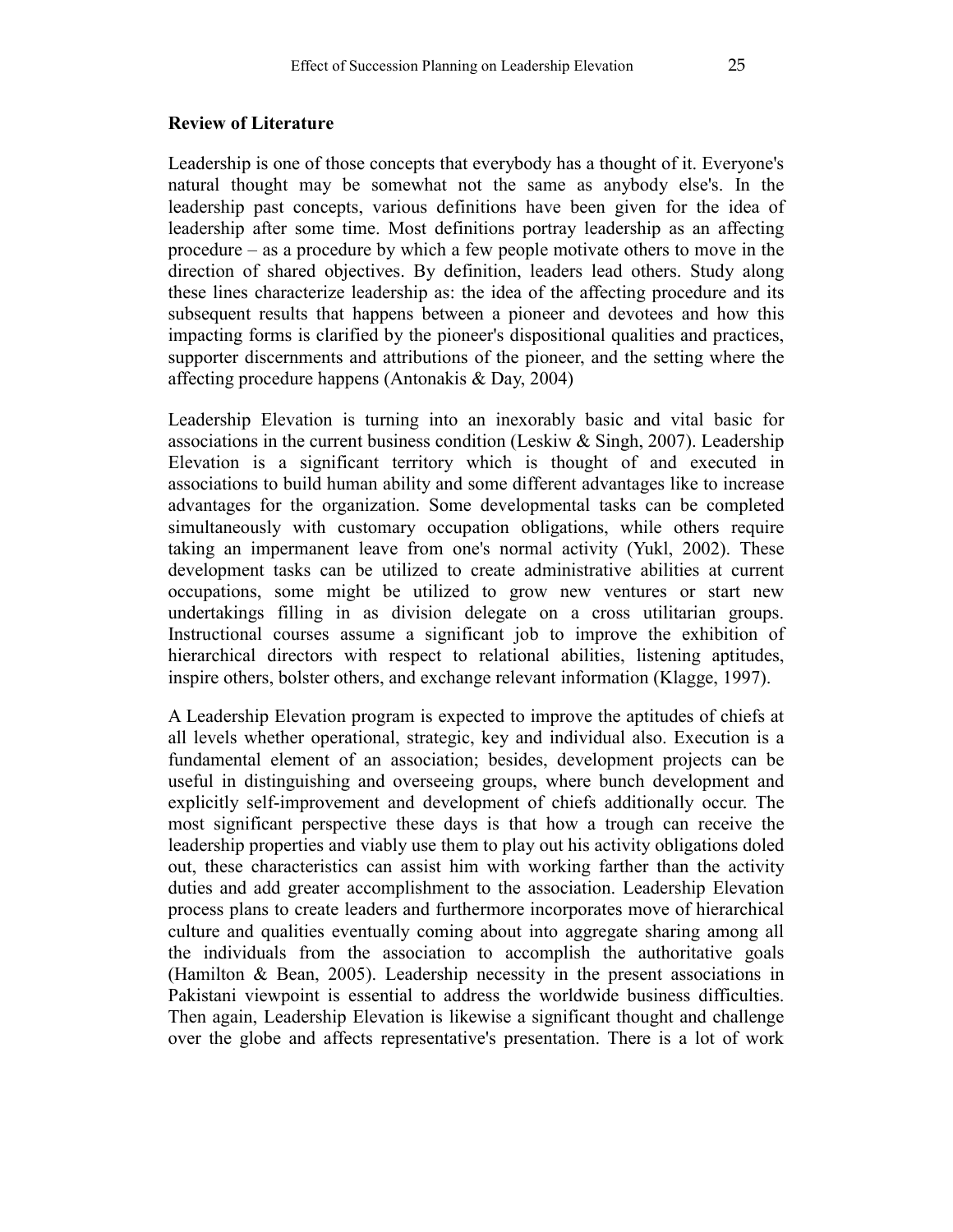**Review of Literature**

Leadership is one of those concepts that everybody has a thought of it. Everyone's natural thought may be somewhat not the same as anybody else's. In the leadership past concepts, various definitions have been given for the idea of leadership after some time. Most definitions portray leadership as an affecting procedure – as a procedure by which a few people motivate others to move in the direction of shared objectives. By definition, leaders lead others. Study along these lines characterize leadership as: the idea of the affecting procedure and its subsequent results that happens between a pioneer and devotees and how this impacting forms is clarified by the pioneer's dispositional qualities and practices, supporter discernments and attributions of the pioneer, and the setting where the affecting procedure happens (Antonakis & Day, 2004)

Leadership Elevation is turning into an inexorably basic and vital basic for associations in the current business condition (Leskiw & Singh, 2007). Leadership Elevation is a significant territory which is thought of and executed in associations to build human ability and some different advantages like to increase advantages for the organization. Some developmental tasks can be completed simultaneously with customary occupation obligations, while others require taking an impermanent leave from one's normal activity (Yukl, 2002). These development tasks can be utilized to create administrative abilities at current occupations, some might be utilized to grow new ventures or start new undertakings filling in as division delegate on a cross utilitarian groups. Instructional courses assume a significant job to improve the exhibition of hierarchical directors with respect to relational abilities, listening aptitudes, inspire others, bolster others, and exchange relevant information (Klagge, 1997).

A Leadership Elevation program is expected to improve the aptitudes of chiefs at all levels whether operational, strategic, key and individual also. Execution is a fundamental element of an association; besides, development projects can be useful in distinguishing and overseeing groups, where bunch development and explicitly self-improvement and development of chiefs additionally occur. The most significant perspective these days is that how a trough can receive the leadership properties and viably use them to play out his activity obligations doled out, these characteristics can assist him with working farther than the activity duties and add greater accomplishment to the association. Leadership Elevation process plans to create leaders and furthermore incorporates move of hierarchical culture and qualities eventually coming about into aggregate sharing among all the individuals from the association to accomplish the authoritative goals (Hamilton & Bean, 2005). Leadership necessity in the present associations in Pakistani viewpoint is essential to address the worldwide business difficulties. Then again, Leadership Elevation is likewise a significant thought and challenge over the globe and affects representative's presentation. There is a lot of work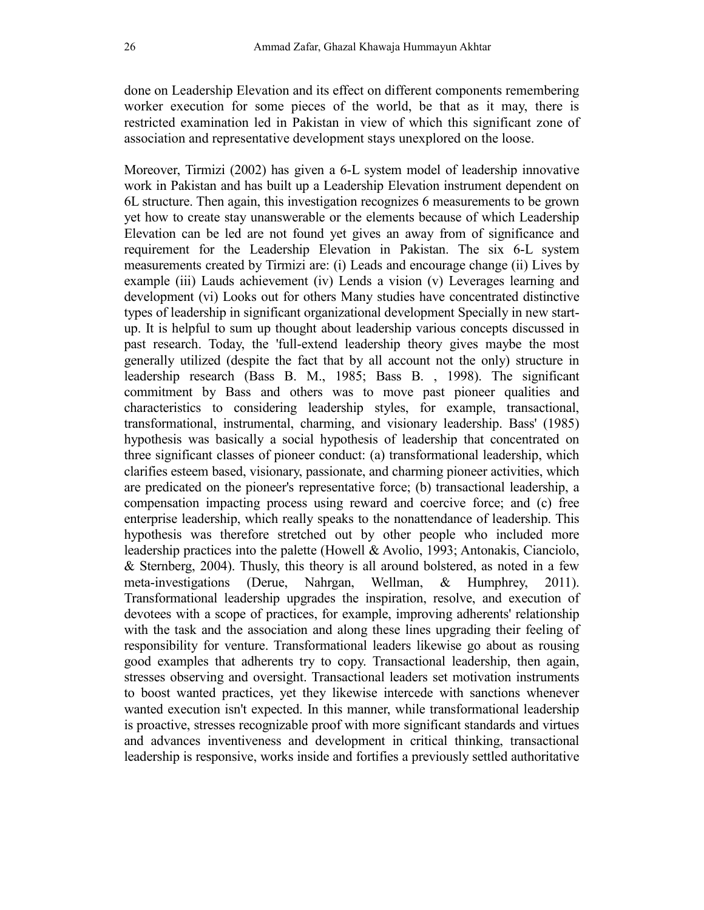done on Leadership Elevation and its effect on different components remembering worker execution for some pieces of the world, be that as it may, there is restricted examination led in Pakistan in view of which this significant zone of association and representative development stays unexplored on the loose.

Moreover, Tirmizi (2002) has given a 6-L system model of leadership innovative work in Pakistan and has built up a Leadership Elevation instrument dependent on 6L structure. Then again, this investigation recognizes 6 measurements to be grown yet how to create stay unanswerable or the elements because of which Leadership Elevation can be led are not found yet gives an away from of significance and requirement for the Leadership Elevation in Pakistan. The six 6-L system measurements created by Tirmizi are: (i) Leads and encourage change (ii) Lives by example (iii) Lauds achievement (iv) Lends a vision (v) Leverages learning and development (vi) Looks out for others Many studies have concentrated distinctive types of leadership in significant organizational development Specially in new start-up. It is helpful to sum up thought about leadership various concepts discussed in past research. Today, the 'full-extend leadership theory gives maybe the most generally utilized (despite the fact that by all account not the only) structure in leadership research (Bass B. M., 1985; Bass B. , 1998). The significant commitment by Bass and others was to move past pioneer qualities and characteristics to considering leadership styles, for example, transactional, transformational, instrumental, charming, and visionary leadership. Bass' (1985) hypothesis was basically a social hypothesis of leadership that concentrated on three significant classes of pioneer conduct: (a) transformational leadership, which clarifies esteem based, visionary, passionate, and charming pioneer activities, which are predicated on the pioneer's representative force; (b) transactional leadership, a compensation impacting process using reward and coercive force; and (c) free enterprise leadership, which really speaks to the nonattendance of leadership. This hypothesis was therefore stretched out by other people who included more leadership practices into the palette (Howell & Avolio, 1993; Antonakis, Cianciolo, & Sternberg, 2004). Thusly, this theory is all around bolstered, as noted in a few meta-investigations (Derue, Nahrgan, Wellman, & Humphrey, 2011). Transformational leadership upgrades the inspiration, resolve, and execution of devotees with a scope of practices, for example, improving adherents' relationship with the task and the association and along these lines upgrading their feeling of responsibility for venture. Transformational leaders likewise go about as rousing good examples that adherents try to copy. Transactional leadership, then again, stresses observing and oversight. Transactional leaders set motivation instruments to boost wanted practices, yet they likewise intercede with sanctions whenever wanted execution isn't expected. In this manner, while transformational leadership is proactive, stresses recognizable proof with more significant standards and virtues and advances inventiveness and development in critical thinking, transactional leadership is responsive, works inside and fortifies a previously settled authoritative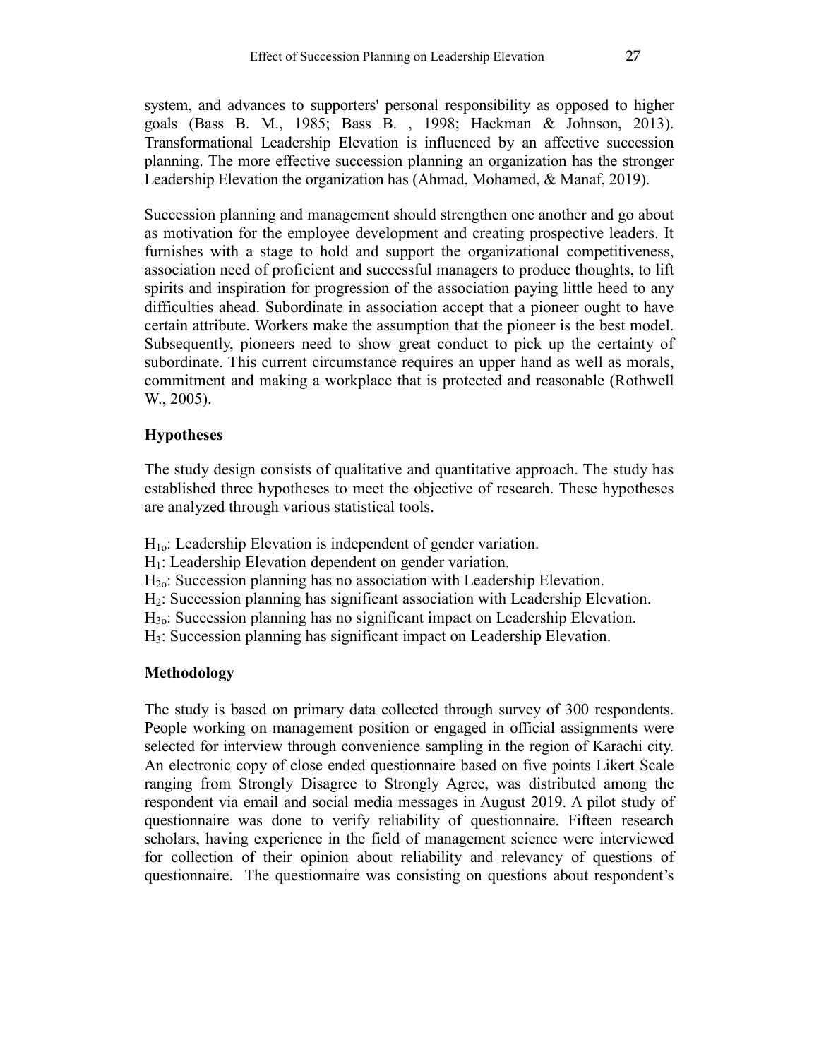system, and advances to supporters' personal responsibility as opposed to higher goals (Bass B. M., 1985; Bass B. , 1998; Hackman & Johnson, 2013). Transformational Leadership Elevation is influenced by an affective succession planning. The more effective succession planning an organization has the stronger Leadership Elevation the organization has (Ahmad, Mohamed, & Manaf, 2019).

Succession planning and management should strengthen one another and go about as motivation for the employee development and creating prospective leaders. It furnishes with a stage to hold and support the organizational competitiveness, association need of proficient and successful managers to produce thoughts, to lift spirits and inspiration for progression of the association paying little heed to any difficulties ahead. Subordinate in association accept that a pioneer ought to have certain attribute. Workers make the assumption that the pioneer is the best model. Subsequently, pioneers need to show great conduct to pick up the certainty of subordinate. This current circumstance requires an upper hand as well as morals, commitment and making a workplace that is protected and reasonable (Rothwell W., 2005).

## Hypotheses

The study design consists of qualitative and quantitative approach. The study has established three hypotheses to meet the objective of research. These hypotheses are analyzed through various statistical tools.

$H_{1o}$: Leadership Elevation is independent of gender variation.
$H_1$: Leadership Elevation dependent on gender variation.
$H_{2o}$: Succession planning has no association with Leadership Elevation.
$H_2$: Succession planning has significant association with Leadership Elevation.
$H_{3o}$: Succession planning has no significant impact on Leadership Elevation.
$H_3$: Succession planning has significant impact on Leadership Elevation.

## Methodology

The study is based on primary data collected through survey of 300 respondents. People working on management position or engaged in official assignments were selected for interview through convenience sampling in the region of Karachi city. An electronic copy of close ended questionnaire based on five points Likert Scale ranging from Strongly Disagree to Strongly Agree, was distributed among the respondent via email and social media messages in August 2019. A pilot study of questionnaire was done to verify reliability of questionnaire. Fifteen research scholars, having experience in the field of management science were interviewed for collection of their opinion about reliability and relevancy of questions of questionnaire. The questionnaire was consisting on questions about respondent's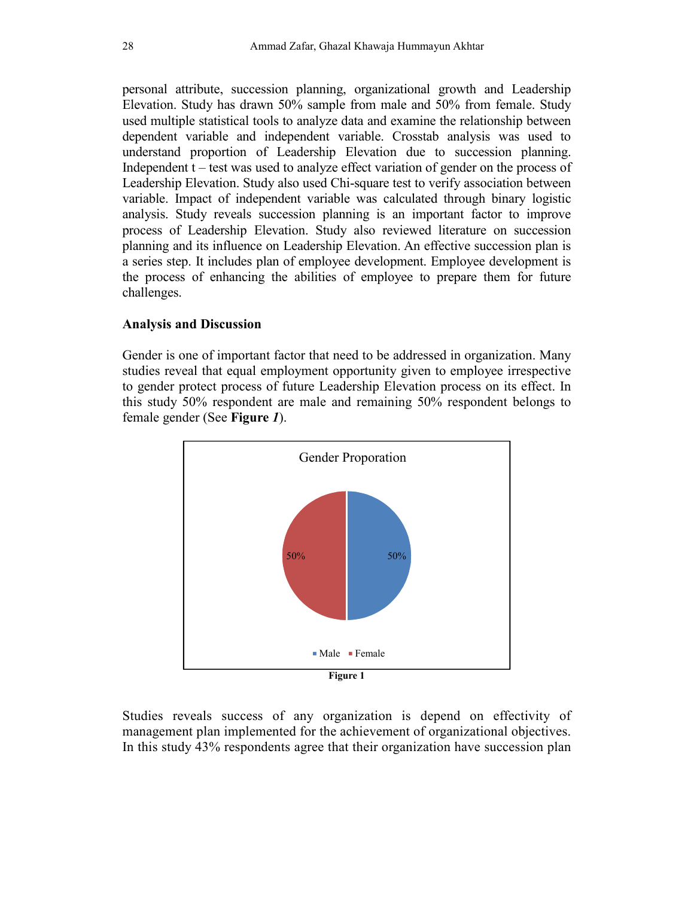personal attribute, succession planning, organizational growth and Leadership Elevation. Study has drawn 50% sample from male and 50% from female. Study used multiple statistical tools to analyze data and examine the relationship between dependent variable and independent variable. Crosstab analysis was used to understand proportion of Leadership Elevation due to succession planning. Independent t – test was used to analyze effect variation of gender on the process of Leadership Elevation. Study also used Chi-square test to verify association between variable. Impact of independent variable was calculated through binary logistic analysis. Study reveals succession planning is an important factor to improve process of Leadership Elevation. Study also reviewed literature on succession planning and its influence on Leadership Elevation. An effective succession plan is a series step. It includes plan of employee development. Employee development is the process of enhancing the abilities of employee to prepare them for future challenges.

**Analysis and Discussion**

Gender is one of important factor that need to be addressed in organization. Many studies reveal that equal employment opportunity given to employee irrespective to gender protect process of future Leadership Elevation process on its effect. In this study 50% respondent are male and remaining 50% respondent belongs to female gender (See **Figure *1***).

Gender Proporation

| Gender | Proportion |
|---|---|
| Male | 50% |
| Female | 50% |

**Figure 1**

Studies reveals success of any organization is depend on effectivity of management plan implemented for the achievement of organizational objectives. In this study 43% respondents agree that their organization have succession plan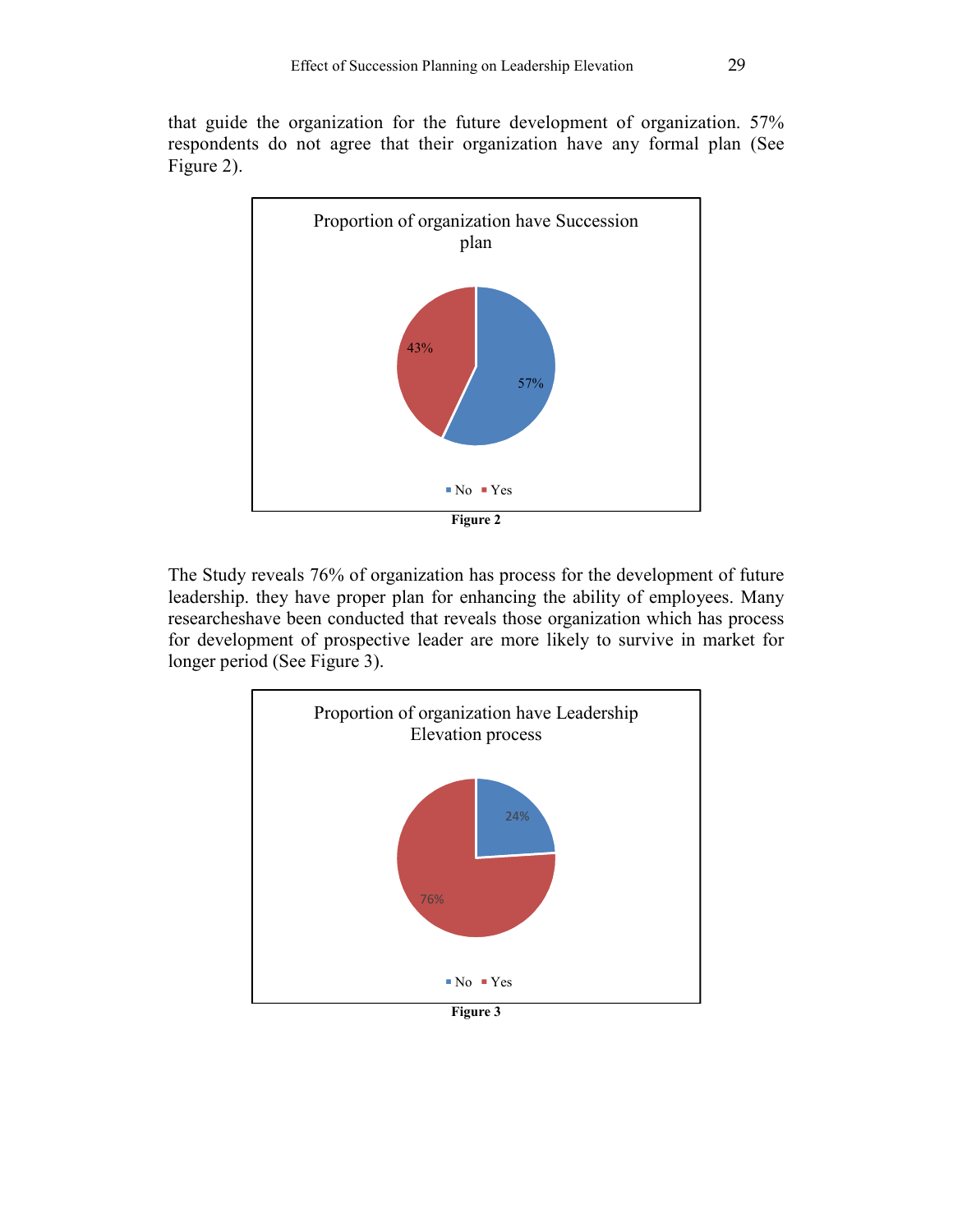that guide the organization for the future development of organization. 57% respondents do not agree that their organization have any formal plan (See Figure 2).

**Figure 2**

The Study reveals 76% of organization has process for the development of future leadership. they have proper plan for enhancing the ability of employees. Many researcheshave been conducted that reveals those organization which has process for development of prospective leader are more likely to survive in market for longer period (See Figure 3).

**Figure 3**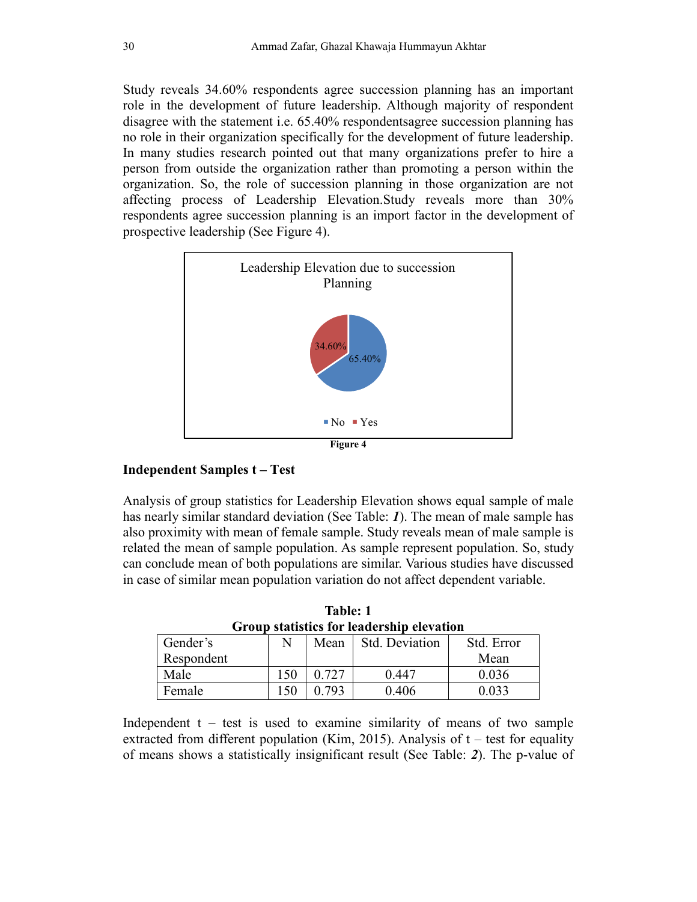Study reveals 34.60% respondents agree succession planning has an important role in the development of future leadership. Although majority of respondent disagree with the statement i.e. 65.40% respondentsagree succession planning has no role in their organization specifically for the development of future leadership. In many studies research pointed out that many organizations prefer to hire a person from outside the organization rather than promoting a person within the organization. So, the role of succession planning in those organization are not affecting process of Leadership Elevation.Study reveals more than 30% respondents agree succession planning is an import factor in the development of prospective leadership (See Figure 4).

Leadership Elevation due to succession Planning

34.60%
65.40%

No   Yes

**Figure 4**

### Independent Samples t – Test

Analysis of group statistics for Leadership Elevation shows equal sample of male has nearly similar standard deviation (See Table: ***1***). The mean of male sample has also proximity with mean of female sample. Study reveals mean of male sample is related the mean of sample population. As sample represent population. So, study can conclude mean of both populations are similar. Various studies have discussed in case of similar mean population variation do not affect dependent variable.

**Table: 1**
**Group statistics for leadership elevation**

| Gender's Respondent | N | Mean | Std. Deviation | Std. Error Mean |
|---|---|---|---|---|
| Male | 150 | 0.727 | 0.447 | 0.036 |
| Female | 150 | 0.793 | 0.406 | 0.033 |

Independent t – test is used to examine similarity of means of two sample extracted from different population (Kim, 2015). Analysis of t – test for equality of means shows a statistically insignificant result (See Table: ***2***). The p-value of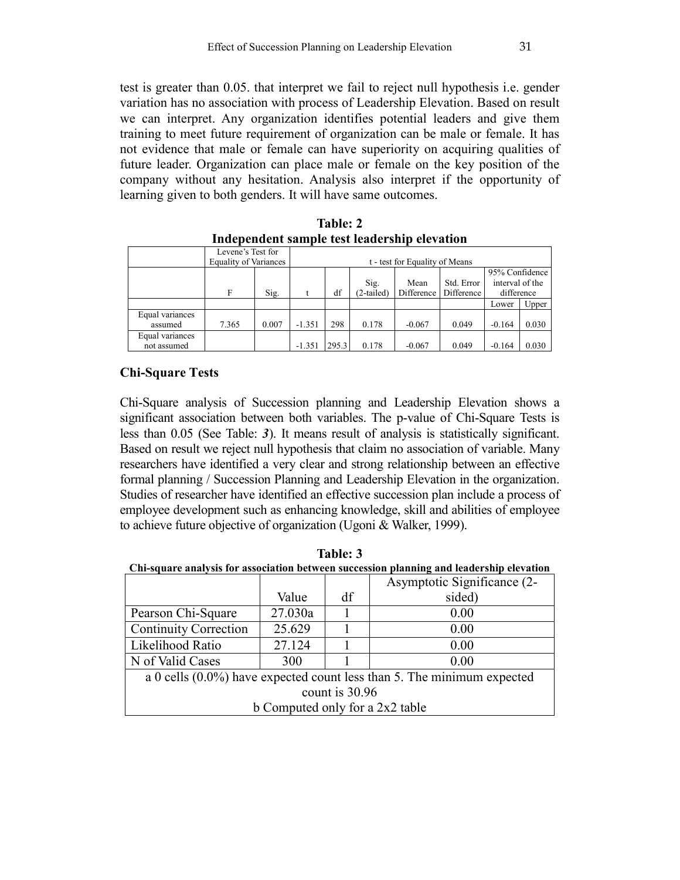test is greater than 0.05. that interpret we fail to reject null hypothesis i.e. gender variation has no association with process of Leadership Elevation. Based on result we can interpret. Any organization identifies potential leaders and give them training to meet future requirement of organization can be male or female. It has not evidence that male or female can have superiority on acquiring qualities of future leader. Organization can place male or female on the key position of the company without any hesitation. Analysis also interpret if the opportunity of learning given to both genders. It will have same outcomes.

**Table: 2**
**Independent sample test leadership elevation**

| | Levene's Test for Equality of Variances | | t - test for Equality of Means | | | | | | |
|---|---|---|---|---|---|---|---|---|---|
| | F | Sig. | t | df | Sig. (2-tailed) | Mean Difference | Std. Error Difference | 95% Confidence interval of the difference | |
| | | | | | | | | Lower | Upper |
| Equal variances assumed | 7.365 | 0.007 | -1.351 | 298 | 0.178 | -0.067 | 0.049 | -0.164 | 0.030 |
| Equal variances not assumed | | | -1.351 | 295.3 | 0.178 | -0.067 | 0.049 | -0.164 | 0.030 |

## Chi-Square Tests

Chi-Square analysis of Succession planning and Leadership Elevation shows a significant association between both variables. The p-value of Chi-Square Tests is less than 0.05 (See Table: ***3***). It means result of analysis is statistically significant. Based on result we reject null hypothesis that claim no association of variable. Many researchers have identified a very clear and strong relationship between an effective formal planning / Succession Planning and Leadership Elevation in the organization. Studies of researcher have identified an effective succession plan include a process of employee development such as enhancing knowledge, skill and abilities of employee to achieve future objective of organization (Ugoni & Walker, 1999).

**Table: 3**
**Chi-square analysis for association between succession planning and leadership elevation**

| | Value | df | Asymptotic Significance (2-sided) |
|---|---|---|---|
| Pearson Chi-Square | 27.030a | 1 | 0.00 |
| Continuity Correction | 25.629 | 1 | 0.00 |
| Likelihood Ratio | 27.124 | 1 | 0.00 |
| N of Valid Cases | 300 | 1 | 0.00 |

a 0 cells (0.0%) have expected count less than 5. The minimum expected count is 30.96

b Computed only for a 2x2 table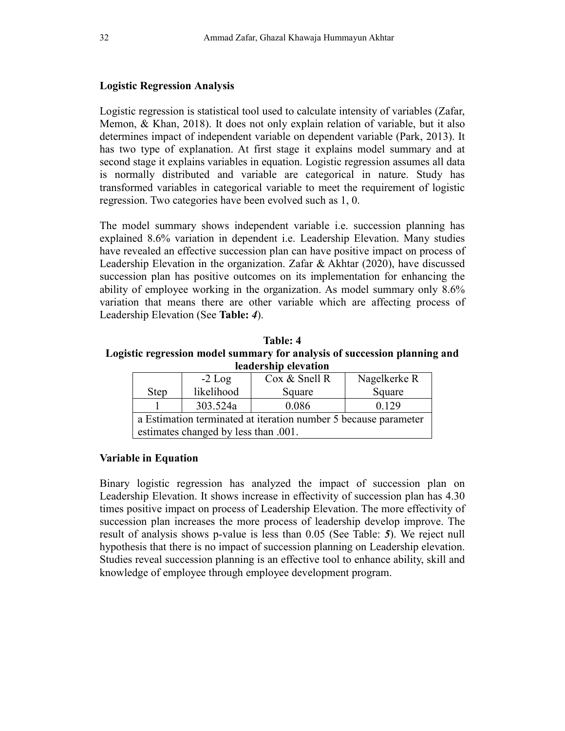### Logistic Regression Analysis

Logistic regression is statistical tool used to calculate intensity of variables (Zafar, Memon, & Khan, 2018). It does not only explain relation of variable, but it also determines impact of independent variable on dependent variable (Park, 2013). It has two type of explanation. At first stage it explains model summary and at second stage it explains variables in equation. Logistic regression assumes all data is normally distributed and variable are categorical in nature. Study has transformed variables in categorical variable to meet the requirement of logistic regression. Two categories have been evolved such as 1, 0.

The model summary shows independent variable i.e. succession planning has explained 8.6% variation in dependent i.e. Leadership Elevation. Many studies have revealed an effective succession plan can have positive impact on process of Leadership Elevation in the organization. Zafar & Akhtar (2020), have discussed succession plan has positive outcomes on its implementation for enhancing the ability of employee working in the organization. As model summary only 8.6% variation that means there are other variable which are affecting process of Leadership Elevation (See **Table: *4***).

**Table: 4**
**Logistic regression model summary for analysis of succession planning and leadership elevation**

| Step | -2 Log likelihood | Cox & Snell R Square | Nagelkerke R Square |
|---|---|---|---|
| 1 | 303.524a | 0.086 | 0.129 |
| a Estimation terminated at iteration number 5 because parameter estimates changed by less than .001. | | | |

### Variable in Equation

Binary logistic regression has analyzed the impact of succession plan on Leadership Elevation. It shows increase in effectivity of succession plan has 4.30 times positive impact on process of Leadership Elevation. The more effectivity of succession plan increases the more process of leadership develop improve. The result of analysis shows p-value is less than 0.05 (See Table: ***5***). We reject null hypothesis that there is no impact of succession planning on Leadership elevation. Studies reveal succession planning is an effective tool to enhance ability, skill and knowledge of employee through employee development program.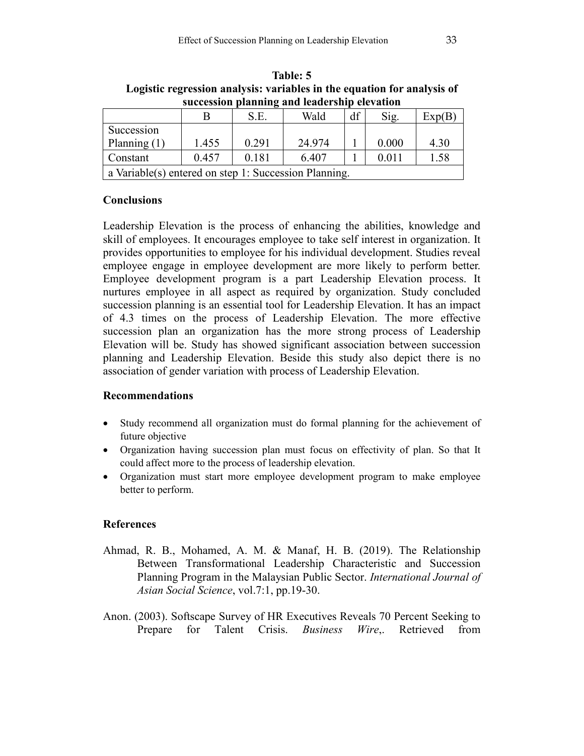**Table: 5**
**Logistic regression analysis: variables in the equation for analysis of succession planning and leadership elevation**

| | B | S.E. | Wald | df | Sig. | Exp(B) |
|---|---|---|---|---|---|---|
| Succession Planning (1) | 1.455 | 0.291 | 24.974 | 1 | 0.000 | 4.30 |
| Constant | 0.457 | 0.181 | 6.407 | 1 | 0.011 | 1.58 |
| a Variable(s) entered on step 1: Succession Planning. | | | | | | |

## Conclusions

Leadership Elevation is the process of enhancing the abilities, knowledge and skill of employees. It encourages employee to take self interest in organization. It provides opportunities to employee for his individual development. Studies reveal employee engage in employee development are more likely to perform better. Employee development program is a part Leadership Elevation process. It nurtures employee in all aspect as required by organization. Study concluded succession planning is an essential tool for Leadership Elevation. It has an impact of 4.3 times on the process of Leadership Elevation. The more effective succession plan an organization has the more strong process of Leadership Elevation will be. Study has showed significant association between succession planning and Leadership Elevation. Beside this study also depict there is no association of gender variation with process of Leadership Elevation.

## Recommendations

- Study recommend all organization must do formal planning for the achievement of future objective
- Organization having succession plan must focus on effectivity of plan. So that It could affect more to the process of leadership elevation.
- Organization must start more employee development program to make employee better to perform.

## References

Ahmad, R. B., Mohamed, A. M. & Manaf, H. B. (2019). The Relationship Between Transformational Leadership Characteristic and Succession Planning Program in the Malaysian Public Sector. *International Journal of Asian Social Science*, vol.7:1, pp.19-30.

Anon. (2003). Softscape Survey of HR Executives Reveals 70 Percent Seeking to Prepare for Talent Crisis. *Business Wire*,. Retrieved from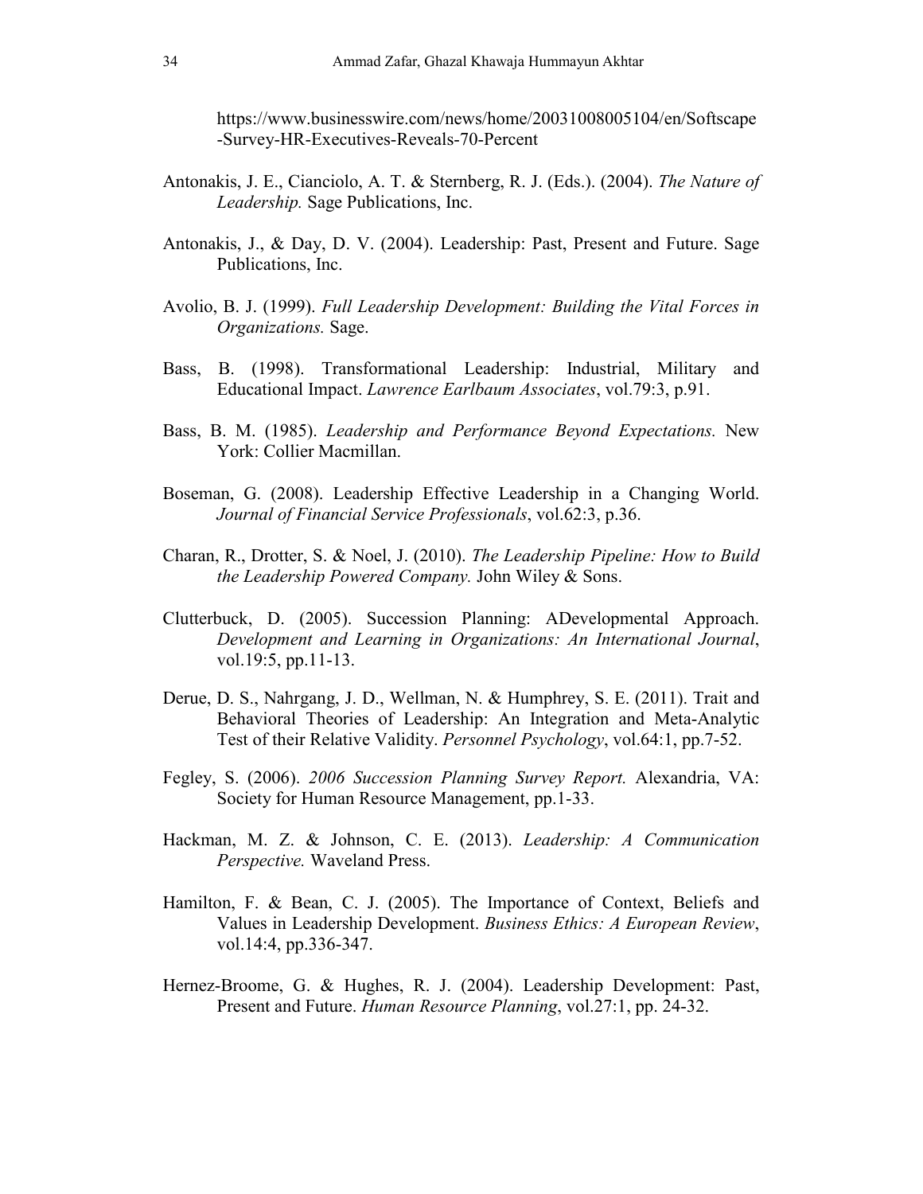https://www.businesswire.com/news/home/20031008005104/en/Softscape-Survey-HR-Executives-Reveals-70-Percent

Antonakis, J. E., Cianciolo, A. T. & Sternberg, R. J. (Eds.). (2004). *The Nature of Leadership.* Sage Publications, Inc.

Antonakis, J., & Day, D. V. (2004). Leadership: Past, Present and Future. Sage Publications, Inc.

Avolio, B. J. (1999). *Full Leadership Development: Building the Vital Forces in Organizations.* Sage.

Bass, B. (1998). Transformational Leadership: Industrial, Military and Educational Impact. *Lawrence Earlbaum Associates*, vol.79:3, p.91.

Bass, B. M. (1985). *Leadership and Performance Beyond Expectations.* New York: Collier Macmillan.

Boseman, G. (2008). Leadership Effective Leadership in a Changing World. *Journal of Financial Service Professionals*, vol.62:3, p.36.

Charan, R., Drotter, S. & Noel, J. (2010). *The Leadership Pipeline: How to Build the Leadership Powered Company.* John Wiley & Sons.

Clutterbuck, D. (2005). Succession Planning: ADevelopmental Approach. *Development and Learning in Organizations: An International Journal*, vol.19:5, pp.11-13.

Derue, D. S., Nahrgang, J. D., Wellman, N. & Humphrey, S. E. (2011). Trait and Behavioral Theories of Leadership: An Integration and Meta-Analytic Test of their Relative Validity. *Personnel Psychology*, vol.64:1, pp.7-52.

Fegley, S. (2006). *2006 Succession Planning Survey Report.* Alexandria, VA: Society for Human Resource Management, pp.1-33.

Hackman, M. Z. & Johnson, C. E. (2013). *Leadership: A Communication Perspective.* Waveland Press.

Hamilton, F. & Bean, C. J. (2005). The Importance of Context, Beliefs and Values in Leadership Development. *Business Ethics: A European Review*, vol.14:4, pp.336-347.

Hernez-Broome, G. & Hughes, R. J. (2004). Leadership Development: Past, Present and Future. *Human Resource Planning*, vol.27:1, pp. 24-32.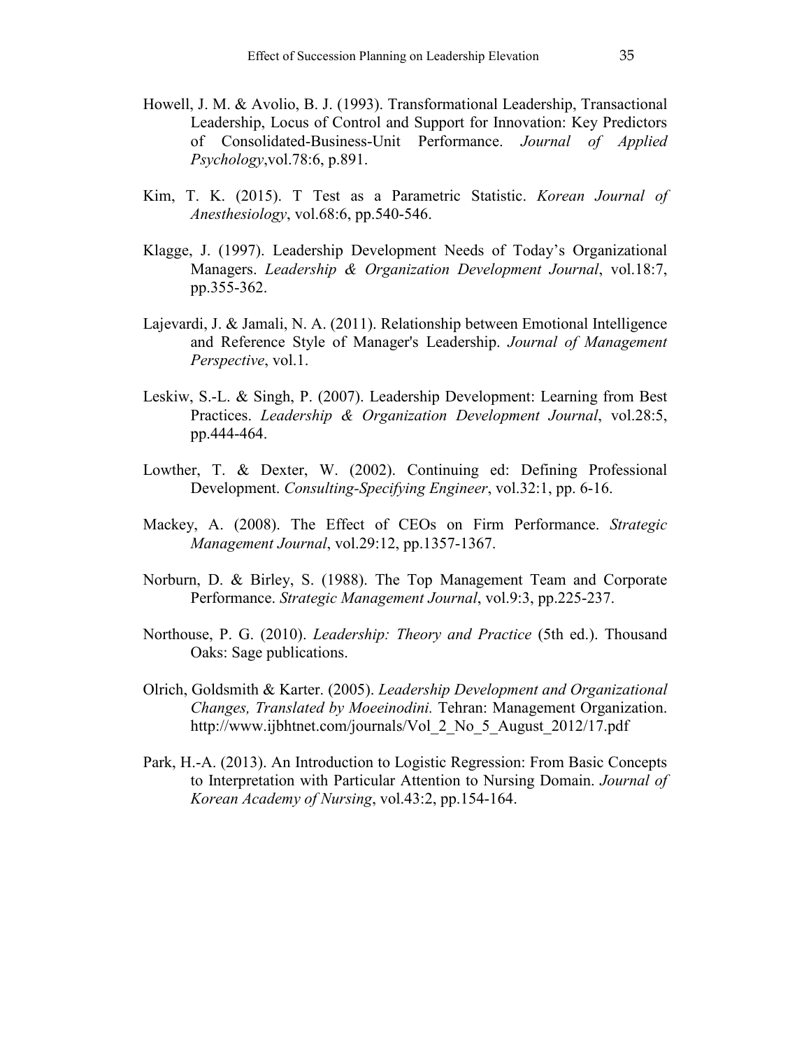Howell, J. M. & Avolio, B. J. (1993). Transformational Leadership, Transactional Leadership, Locus of Control and Support for Innovation: Key Predictors of Consolidated-Business-Unit Performance. *Journal of Applied Psychology*,vol.78:6, p.891.

Kim, T. K. (2015). T Test as a Parametric Statistic. *Korean Journal of Anesthesiology*, vol.68:6, pp.540-546.

Klagge, J. (1997). Leadership Development Needs of Today's Organizational Managers. *Leadership & Organization Development Journal*, vol.18:7, pp.355-362.

Lajevardi, J. & Jamali, N. A. (2011). Relationship between Emotional Intelligence and Reference Style of Manager's Leadership. *Journal of Management Perspective*, vol.1.

Leskiw, S.-L. & Singh, P. (2007). Leadership Development: Learning from Best Practices. *Leadership & Organization Development Journal*, vol.28:5, pp.444-464.

Lowther, T. & Dexter, W. (2002). Continuing ed: Defining Professional Development. *Consulting-Specifying Engineer*, vol.32:1, pp. 6-16.

Mackey, A. (2008). The Effect of CEOs on Firm Performance. *Strategic Management Journal*, vol.29:12, pp.1357-1367.

Norburn, D. & Birley, S. (1988). The Top Management Team and Corporate Performance. *Strategic Management Journal*, vol.9:3, pp.225-237.

Northouse, P. G. (2010). *Leadership: Theory and Practice* (5th ed.). Thousand Oaks: Sage publications.

Olrich, Goldsmith & Karter. (2005). *Leadership Development and Organizational Changes, Translated by Moeeinodini.* Tehran: Management Organization. http://www.ijbhtnet.com/journals/Vol_2_No_5_August_2012/17.pdf

Park, H.-A. (2013). An Introduction to Logistic Regression: From Basic Concepts to Interpretation with Particular Attention to Nursing Domain. *Journal of Korean Academy of Nursing*, vol.43:2, pp.154-164.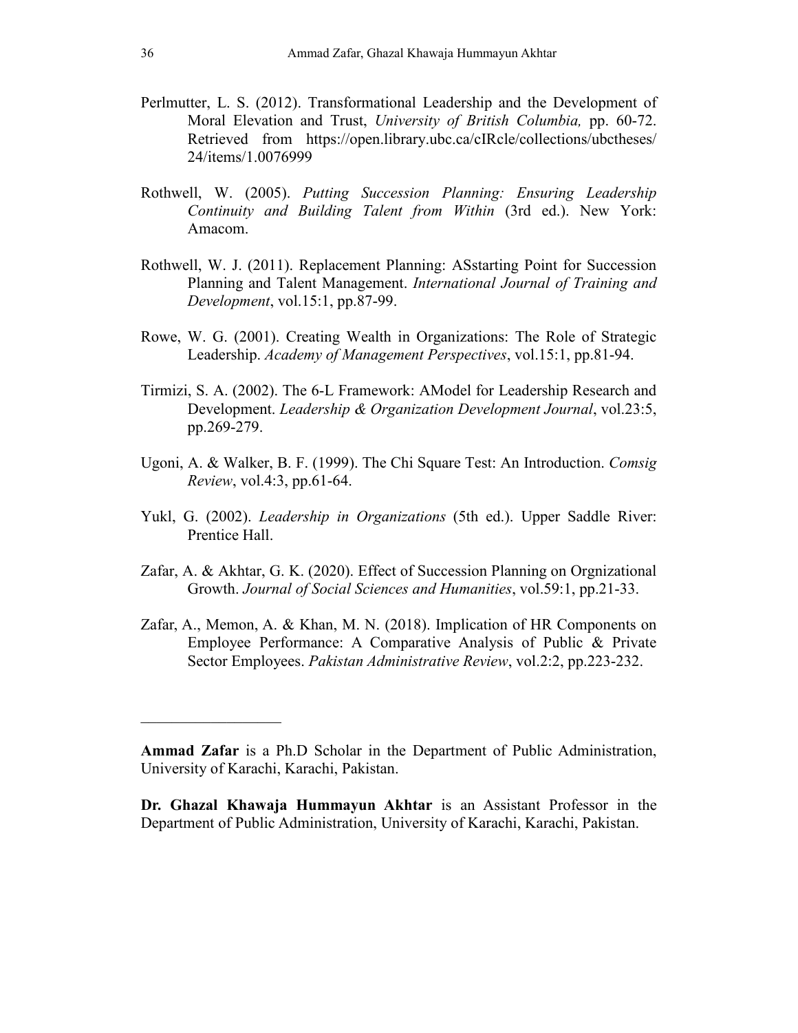Perlmutter, L. S. (2012). Transformational Leadership and the Development of Moral Elevation and Trust, *University of British Columbia,* pp. 60-72. Retrieved from https://open.library.ubc.ca/cIRcle/collections/ubctheses/24/items/1.0076999

Rothwell, W. (2005). *Putting Succession Planning: Ensuring Leadership Continuity and Building Talent from Within* (3rd ed.). New York: Amacom.

Rothwell, W. J. (2011). Replacement Planning: ASstarting Point for Succession Planning and Talent Management. *International Journal of Training and Development*, vol.15:1, pp.87-99.

Rowe, W. G. (2001). Creating Wealth in Organizations: The Role of Strategic Leadership. *Academy of Management Perspectives*, vol.15:1, pp.81-94.

Tirmizi, S. A. (2002). The 6-L Framework: AModel for Leadership Research and Development. *Leadership & Organization Development Journal*, vol.23:5, pp.269-279.

Ugoni, A. & Walker, B. F. (1999). The Chi Square Test: An Introduction. *Comsig Review*, vol.4:3, pp.61-64.

Yukl, G. (2002). *Leadership in Organizations* (5th ed.). Upper Saddle River: Prentice Hall.

Zafar, A. & Akhtar, G. K. (2020). Effect of Succession Planning on Orgnizational Growth. *Journal of Social Sciences and Humanities*, vol.59:1, pp.21-33.

Zafar, A., Memon, A. & Khan, M. N. (2018). Implication of HR Components on Employee Performance: A Comparative Analysis of Public & Private Sector Employees. *Pakistan Administrative Review*, vol.2:2, pp.223-232.

---

**Ammad Zafar** is a Ph.D Scholar in the Department of Public Administration, University of Karachi, Karachi, Pakistan.

**Dr. Ghazal Khawaja Hummayun Akhtar** is an Assistant Professor in the Department of Public Administration, University of Karachi, Karachi, Pakistan.